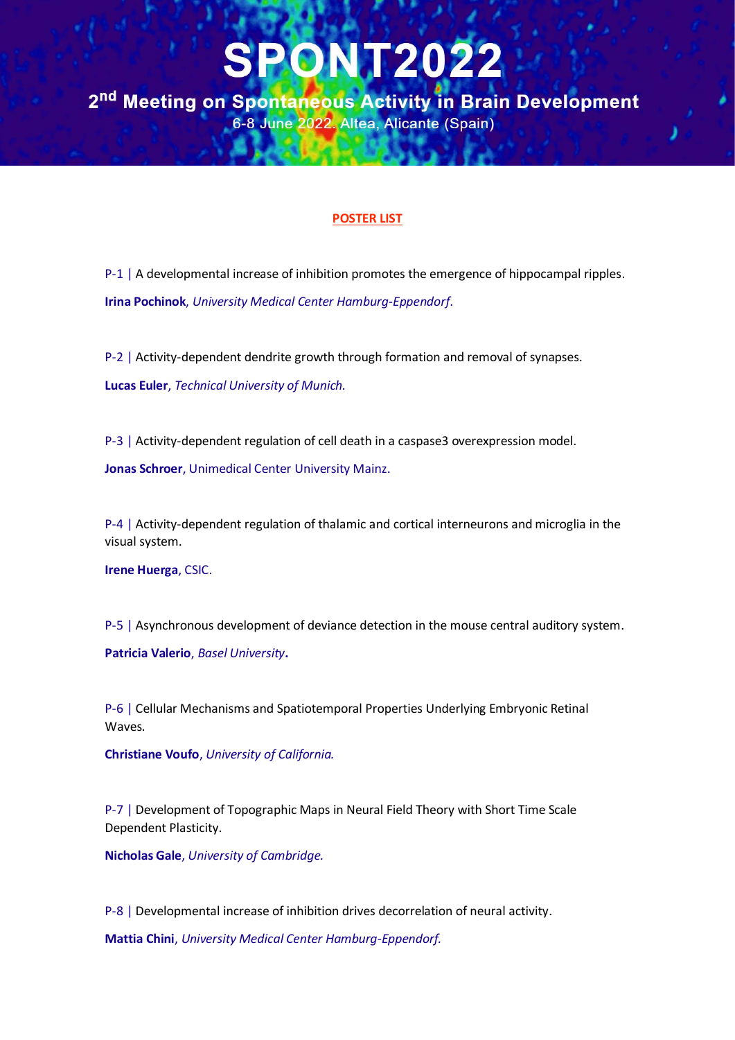# SPONT2022

## 2nd Meeting on Spontaneous Activity in Brain Development

6-8 June 2022. Altea, Alicante (Spain)

**POSTER LIST**

P-1 | A developmental increase of inhibition promotes the emergence of hippocampal ripples.

**Irina Pochinok**, *University Medical Center Hamburg-Eppendorf.*

P-2 | Activity-dependent dendrite growth through formation and removal of synapses.

**Lucas Euler**, *Technical University of Munich.*

P-3 | Activity-dependent regulation of cell death in a caspase3 overexpression model.

**Jonas Schroer**, Unimedical Center University Mainz.

P-4 | Activity-dependent regulation of thalamic and cortical interneurons and microglia in the visual system.

**Irene Huerga**, CSIC.

P-5 | Asynchronous development of deviance detection in the mouse central auditory system.

**Patricia Valerio**, *Basel University*.

P-6 | Cellular Mechanisms and Spatiotemporal Properties Underlying Embryonic Retinal Waves.

**Christiane Voufo**, *University of California.*

P-7 | Development of Topographic Maps in Neural Field Theory with Short Time Scale Dependent Plasticity.

**Nicholas Gale**, *University of Cambridge.*

P-8 | Developmental increase of inhibition drives decorrelation of neural activity.

**Mattia Chini**, *University Medical Center Hamburg-Eppendorf.*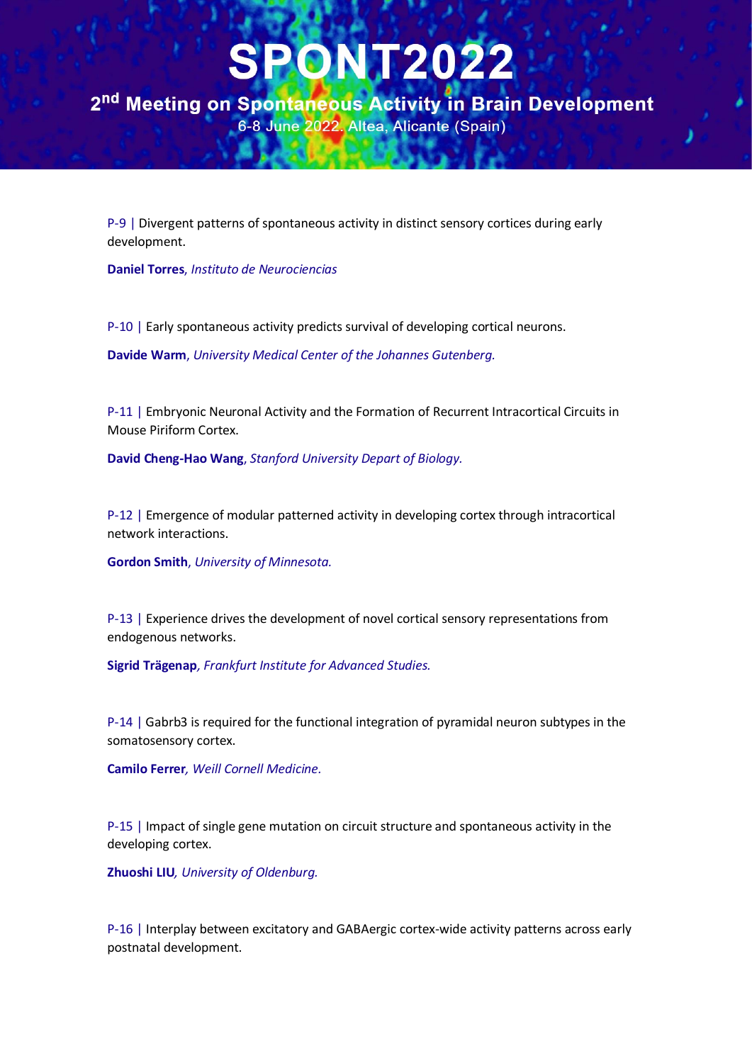P-9 | Divergent patterns of spontaneous activity in distinct sensory cortices during early development.

**Daniel Torres**, *Instituto de Neurociencias*

P-10 | Early spontaneous activity predicts survival of developing cortical neurons.

**Davide Warm**, *University Medical Center of the Johannes Gutenberg.*

P-11 | Embryonic Neuronal Activity and the Formation of Recurrent Intracortical Circuits in Mouse Piriform Cortex.

**David Cheng-Hao Wang**, *Stanford University Depart of Biology.*

P-12 | Emergence of modular patterned activity in developing cortex through intracortical network interactions.

**Gordon Smith**, *University of Minnesota.*

P-13 | Experience drives the development of novel cortical sensory representations from endogenous networks.

**Sigrid Trägenap**, *Frankfurt Institute for Advanced Studies.*

P-14 | Gabrb3 is required for the functional integration of pyramidal neuron subtypes in the somatosensory cortex.

**Camilo Ferrer**, *Weill Cornell Medicine.*

P-15 | Impact of single gene mutation on circuit structure and spontaneous activity in the developing cortex.

**Zhuoshi LIU**, *University of Oldenburg.*

P-16 | Interplay between excitatory and GABAergic cortex-wide activity patterns across early postnatal development.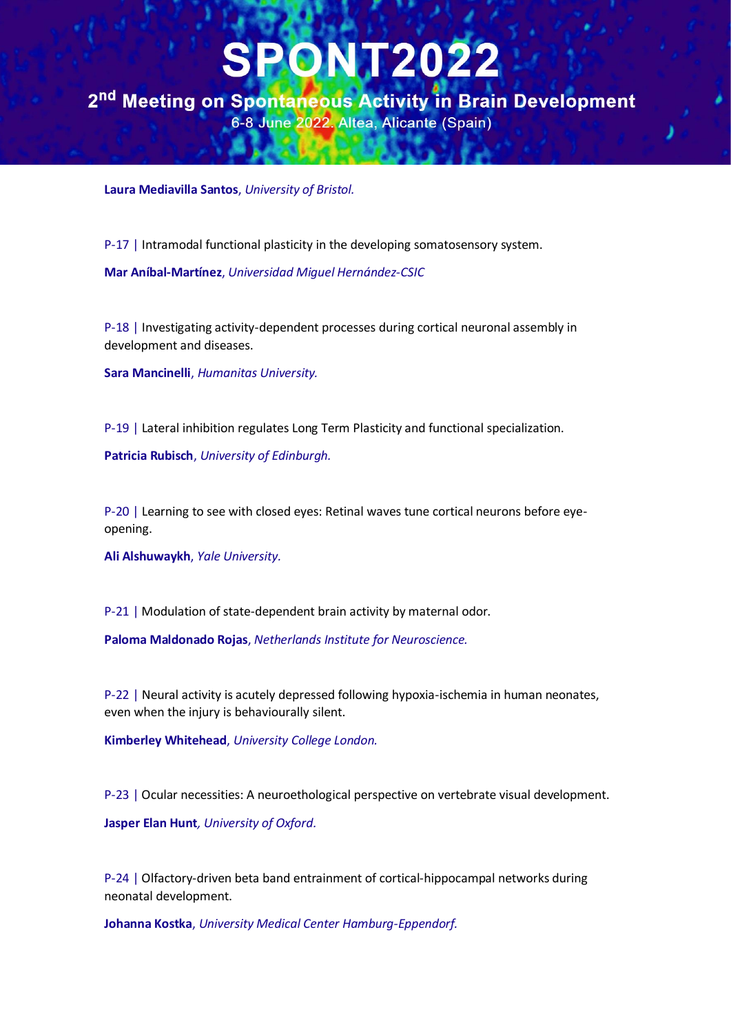**Laura Mediavilla Santos**, *University of Bristol.*

P-17 | Intramodal functional plasticity in the developing somatosensory system.

**Mar Aníbal-Martínez**, *Universidad Miguel Hernández-CSIC*

P-18 | Investigating activity-dependent processes during cortical neuronal assembly in development and diseases.

**Sara Mancinelli**, *Humanitas University.*

P-19 | Lateral inhibition regulates Long Term Plasticity and functional specialization.

**Patricia Rubisch**, *University of Edinburgh.*

P-20 | Learning to see with closed eyes: Retinal waves tune cortical neurons before eye-opening.

**Ali Alshuwaykh**, *Yale University.*

P-21 | Modulation of state-dependent brain activity by maternal odor.

**Paloma Maldonado Rojas**, *Netherlands Institute for Neuroscience.*

P-22 | Neural activity is acutely depressed following hypoxia-ischemia in human neonates, even when the injury is behaviourally silent.

**Kimberley Whitehead**, *University College London.*

P-23 | Ocular necessities: A neuroethological perspective on vertebrate visual development.

**Jasper Elan Hunt**, *University of Oxford.*

P-24 | Olfactory-driven beta band entrainment of cortical-hippocampal networks during neonatal development.

**Johanna Kostka**, *University Medical Center Hamburg-Eppendorf.*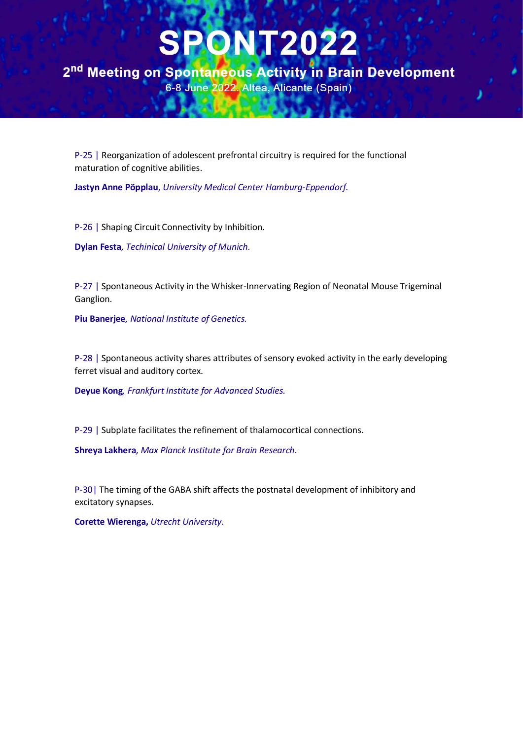P-25 | Reorganization of adolescent prefrontal circuitry is required for the functional maturation of cognitive abilities.

**Jastyn Anne Pöpplau**, *University Medical Center Hamburg-Eppendorf.*

P-26 | Shaping Circuit Connectivity by Inhibition.

**Dylan Festa**, *Techinical University of Munich.*

P-27 | Spontaneous Activity in the Whisker-Innervating Region of Neonatal Mouse Trigeminal Ganglion.

**Piu Banerjee**, *National Institute of Genetics.*

P-28 | Spontaneous activity shares attributes of sensory evoked activity in the early developing ferret visual and auditory cortex.

**Deyue Kong**, *Frankfurt Institute for Advanced Studies.*

P-29 | Subplate facilitates the refinement of thalamocortical connections.

**Shreya Lakhera**, *Max Planck Institute for Brain Research.*

P-30 | The timing of the GABA shift affects the postnatal development of inhibitory and excitatory synapses.

**Corette Wierenga,** *Utrecht University.*